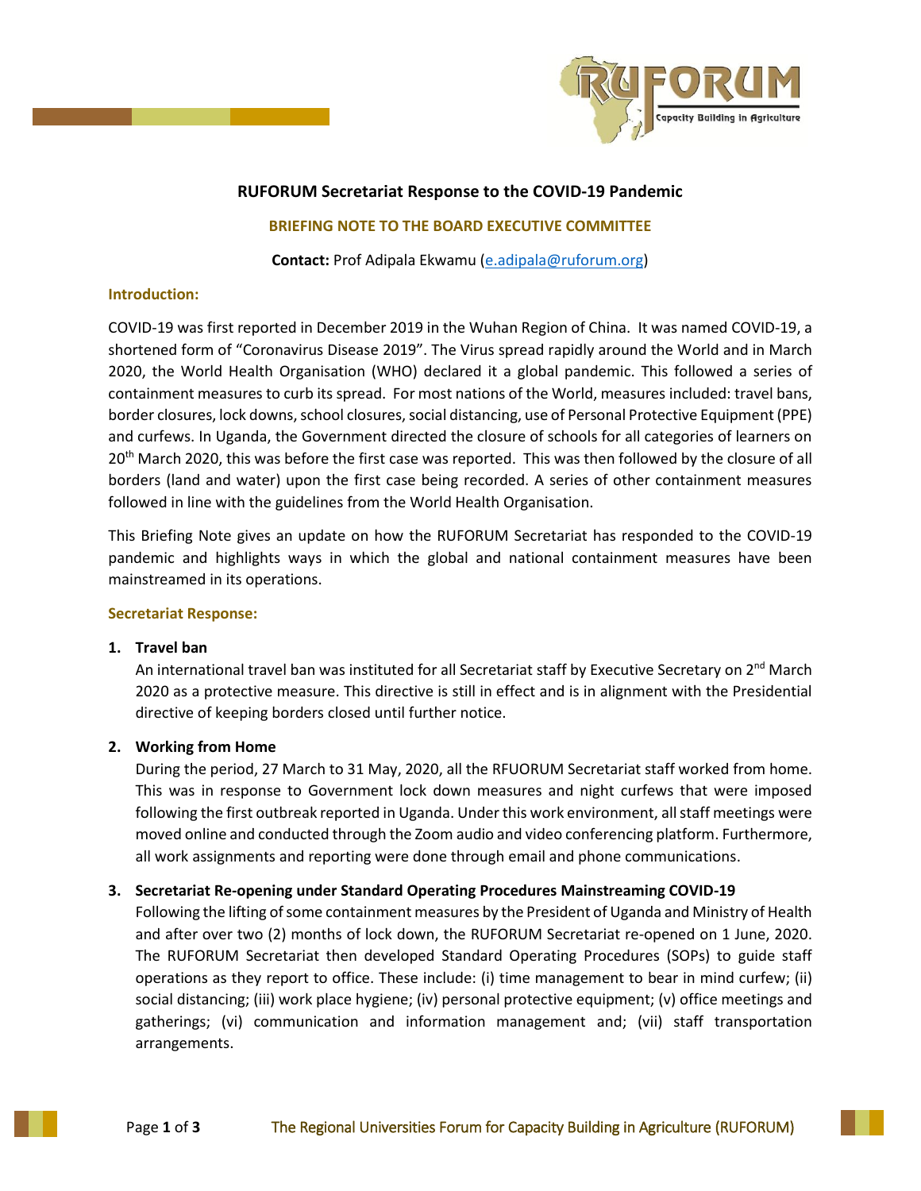# RUFORUM Secretariat Response to the COVID-19 Pandemic

## BRIEFING NOTE TO THE BOARD EXECUTIVE COMMITTEE

**Contact:** Prof Adipala Ekwamu (e.adipala@ruforum.org)

### Introduction:

COVID-19 was first reported in December 2019 in the Wuhan Region of China. It was named COVID-19, a shortened form of "Coronavirus Disease 2019". The Virus spread rapidly around the World and in March 2020, the World Health Organisation (WHO) declared it a global pandemic. This followed a series of containment measures to curb its spread. For most nations of the World, measures included: travel bans, border closures, lock downs, school closures, social distancing, use of Personal Protective Equipment (PPE) and curfews. In Uganda, the Government directed the closure of schools for all categories of learners on 20th March 2020, this was before the first case was reported. This was then followed by the closure of all borders (land and water) upon the first case being recorded. A series of other containment measures followed in line with the guidelines from the World Health Organisation.

This Briefing Note gives an update on how the RUFORUM Secretariat has responded to the COVID-19 pandemic and highlights ways in which the global and national containment measures have been mainstreamed in its operations.

### Secretariat Response:

1. **Travel ban**
   An international travel ban was instituted for all Secretariat staff by Executive Secretary on 2nd March 2020 as a protective measure. This directive is still in effect and is in alignment with the Presidential directive of keeping borders closed until further notice.

2. **Working from Home**
   During the period, 27 March to 31 May, 2020, all the RFUORUM Secretariat staff worked from home. This was in response to Government lock down measures and night curfews that were imposed following the first outbreak reported in Uganda. Under this work environment, all staff meetings were moved online and conducted through the Zoom audio and video conferencing platform. Furthermore, all work assignments and reporting were done through email and phone communications.

3. **Secretariat Re-opening under Standard Operating Procedures Mainstreaming COVID-19**
   Following the lifting of some containment measures by the President of Uganda and Ministry of Health and after over two (2) months of lock down, the RUFORUM Secretariat re-opened on 1 June, 2020. The RUFORUM Secretariat then developed Standard Operating Procedures (SOPs) to guide staff operations as they report to office. These include: (i) time management to bear in mind curfew; (ii) social distancing; (iii) work place hygiene; (iv) personal protective equipment; (v) office meetings and gatherings; (vi) communication and information management and; (vii) staff transportation arrangements.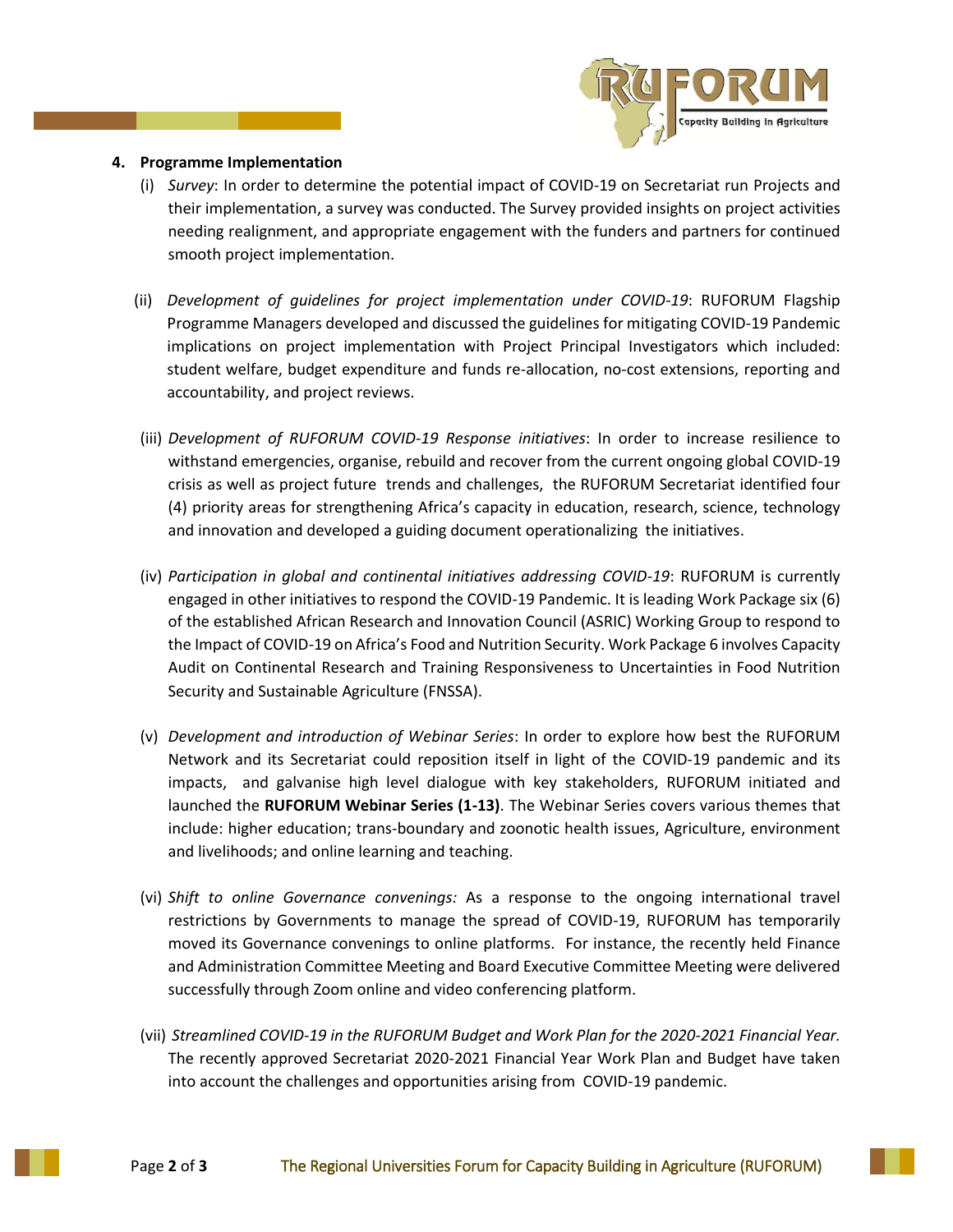**4. Programme Implementation**

(i) *Survey*: In order to determine the potential impact of COVID-19 on Secretariat run Projects and their implementation, a survey was conducted. The Survey provided insights on project activities needing realignment, and appropriate engagement with the funders and partners for continued smooth project implementation.

(ii) *Development of guidelines for project implementation under COVID-19*: RUFORUM Flagship Programme Managers developed and discussed the guidelines for mitigating COVID-19 Pandemic implications on project implementation with Project Principal Investigators which included: student welfare, budget expenditure and funds re-allocation, no-cost extensions, reporting and accountability, and project reviews.

(iii) *Development of RUFORUM COVID-19 Response initiatives*: In order to increase resilience to withstand emergencies, organise, rebuild and recover from the current ongoing global COVID-19 crisis as well as project future trends and challenges, the RUFORUM Secretariat identified four (4) priority areas for strengthening Africa's capacity in education, research, science, technology and innovation and developed a guiding document operationalizing the initiatives.

(iv) *Participation in global and continental initiatives addressing COVID-19*: RUFORUM is currently engaged in other initiatives to respond the COVID-19 Pandemic. It is leading Work Package six (6) of the established African Research and Innovation Council (ASRIC) Working Group to respond to the Impact of COVID-19 on Africa's Food and Nutrition Security. Work Package 6 involves Capacity Audit on Continental Research and Training Responsiveness to Uncertainties in Food Nutrition Security and Sustainable Agriculture (FNSSA).

(v) *Development and introduction of Webinar Series*: In order to explore how best the RUFORUM Network and its Secretariat could reposition itself in light of the COVID-19 pandemic and its impacts, and galvanise high level dialogue with key stakeholders, RUFORUM initiated and launched the **RUFORUM Webinar Series (1-13)**. The Webinar Series covers various themes that include: higher education; trans-boundary and zoonotic health issues, Agriculture, environment and livelihoods; and online learning and teaching.

(vi) *Shift to online Governance convenings:* As a response to the ongoing international travel restrictions by Governments to manage the spread of COVID-19, RUFORUM has temporarily moved its Governance convenings to online platforms. For instance, the recently held Finance and Administration Committee Meeting and Board Executive Committee Meeting were delivered successfully through Zoom online and video conferencing platform.

(vii) *Streamlined COVID-19 in the RUFORUM Budget and Work Plan for the 2020-2021 Financial Year.* The recently approved Secretariat 2020-2021 Financial Year Work Plan and Budget have taken into account the challenges and opportunities arising from COVID-19 pandemic.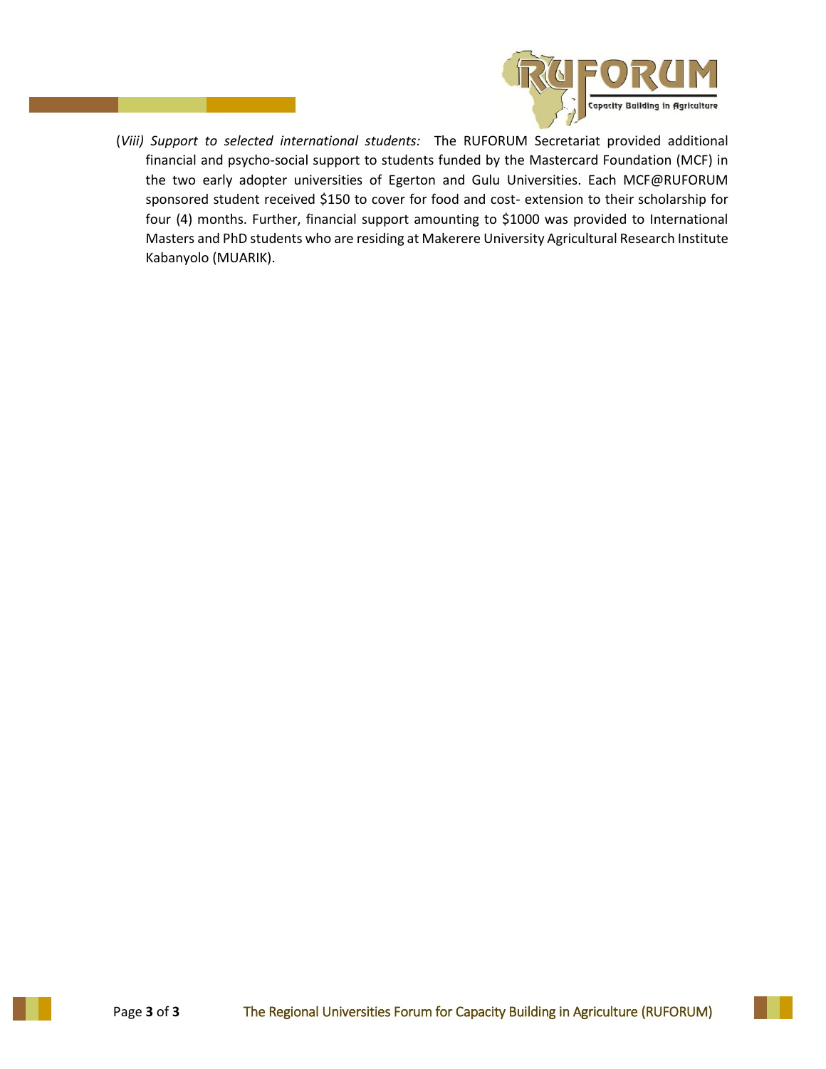(*Viii) Support to selected international students:* The RUFORUM Secretariat provided additional financial and psycho-social support to students funded by the Mastercard Foundation (MCF) in the two early adopter universities of Egerton and Gulu Universities. Each MCF@RUFORUM sponsored student received $150 to cover for food and cost- extension to their scholarship for four (4) months. Further, financial support amounting to $1000 was provided to International Masters and PhD students who are residing at Makerere University Agricultural Research Institute Kabanyolo (MUARIK).